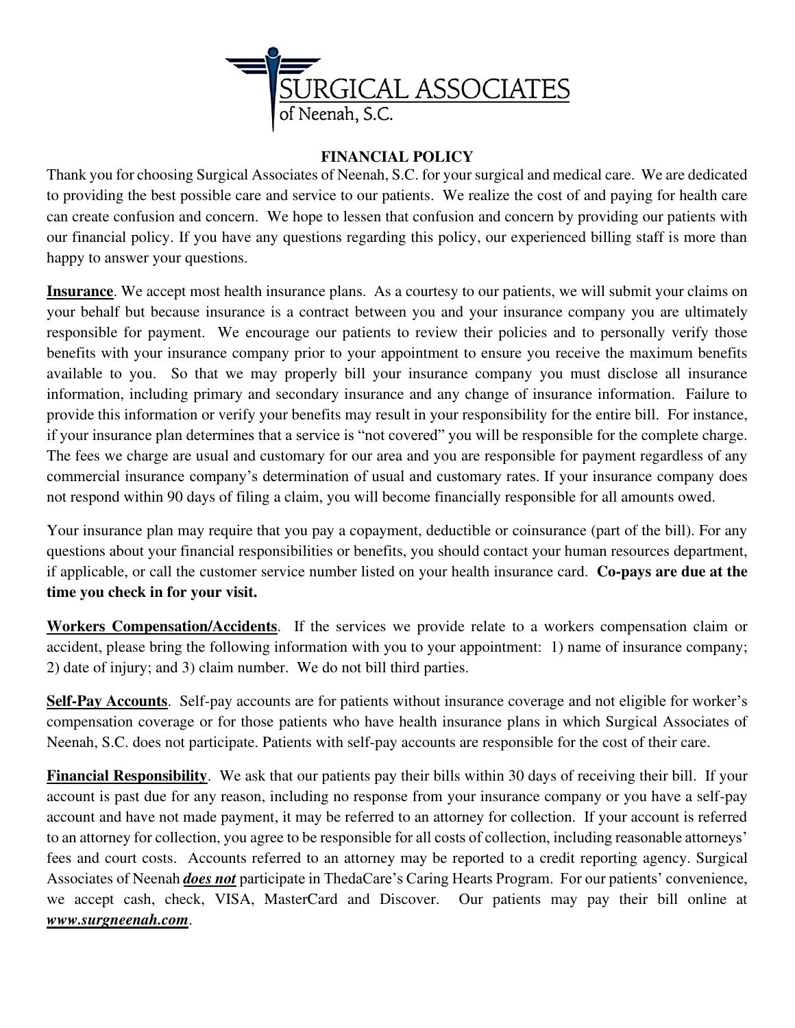# SURGICAL ASSOCIATES
of Neenah, S.C.

## FINANCIAL POLICY

Thank you for choosing Surgical Associates of Neenah, S.C. for your surgical and medical care. We are dedicated to providing the best possible care and service to our patients. We realize the cost of and paying for health care can create confusion and concern. We hope to lessen that confusion and concern by providing our patients with our financial policy. If you have any questions regarding this policy, our experienced billing staff is more than happy to answer your questions.

**Insurance**. We accept most health insurance plans. As a courtesy to our patients, we will submit your claims on your behalf but because insurance is a contract between you and your insurance company you are ultimately responsible for payment. We encourage our patients to review their policies and to personally verify those benefits with your insurance company prior to your appointment to ensure you receive the maximum benefits available to you. So that we may properly bill your insurance company you must disclose all insurance information, including primary and secondary insurance and any change of insurance information. Failure to provide this information or verify your benefits may result in your responsibility for the entire bill. For instance, if your insurance plan determines that a service is "not covered" you will be responsible for the complete charge. The fees we charge are usual and customary for our area and you are responsible for payment regardless of any commercial insurance company's determination of usual and customary rates. If your insurance company does not respond within 90 days of filing a claim, you will become financially responsible for all amounts owed.

Your insurance plan may require that you pay a copayment, deductible or coinsurance (part of the bill). For any questions about your financial responsibilities or benefits, you should contact your human resources department, if applicable, or call the customer service number listed on your health insurance card. **Co-pays are due at the time you check in for your visit.**

**Workers Compensation/Accidents**. If the services we provide relate to a workers compensation claim or accident, please bring the following information with you to your appointment: 1) name of insurance company; 2) date of injury; and 3) claim number. We do not bill third parties.

**Self-Pay Accounts**. Self-pay accounts are for patients without insurance coverage and not eligible for worker's compensation coverage or for those patients who have health insurance plans in which Surgical Associates of Neenah, S.C. does not participate. Patients with self-pay accounts are responsible for the cost of their care.

**Financial Responsibility**. We ask that our patients pay their bills within 30 days of receiving their bill. If your account is past due for any reason, including no response from your insurance company or you have a self-pay account and have not made payment, it may be referred to an attorney for collection. If your account is referred to an attorney for collection, you agree to be responsible for all costs of collection, including reasonable attorneys' fees and court costs. Accounts referred to an attorney may be reported to a credit reporting agency. Surgical Associates of Neenah ***does not*** participate in ThedaCare's Caring Hearts Program. For our patients' convenience, we accept cash, check, VISA, MasterCard and Discover. Our patients may pay their bill online at ***www.surgneenah.com***.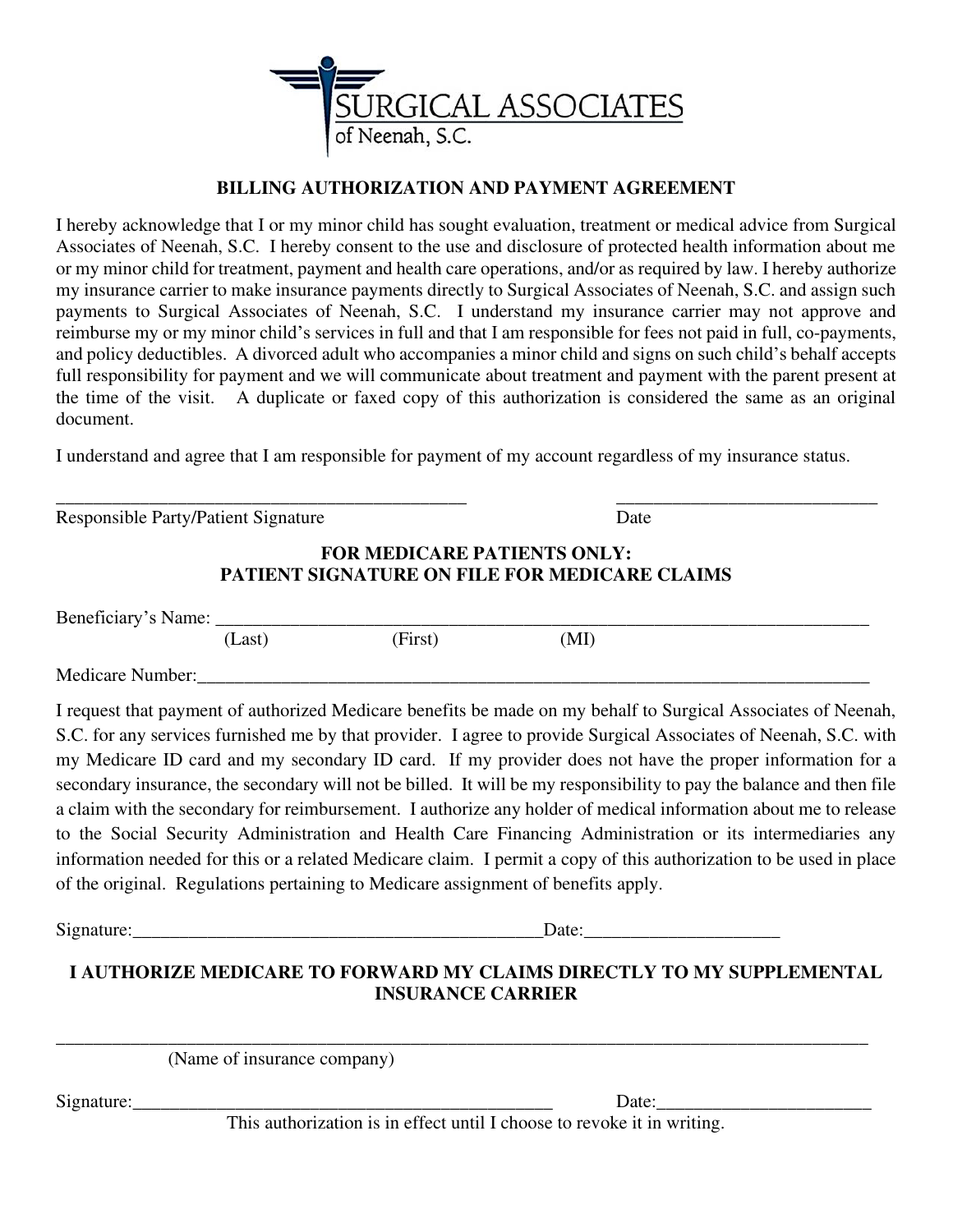SURGICAL ASSOCIATES
of Neenah, S.C.

## BILLING AUTHORIZATION AND PAYMENT AGREEMENT

I hereby acknowledge that I or my minor child has sought evaluation, treatment or medical advice from Surgical Associates of Neenah, S.C. I hereby consent to the use and disclosure of protected health information about me or my minor child for treatment, payment and health care operations, and/or as required by law. I hereby authorize my insurance carrier to make insurance payments directly to Surgical Associates of Neenah, S.C. and assign such payments to Surgical Associates of Neenah, S.C. I understand my insurance carrier may not approve and reimburse my or my minor child's services in full and that I am responsible for fees not paid in full, co-payments, and policy deductibles. A divorced adult who accompanies a minor child and signs on such child's behalf accepts full responsibility for payment and we will communicate about treatment and payment with the parent present at the time of the visit. A duplicate or faxed copy of this authorization is considered the same as an original document.

I understand and agree that I am responsible for payment of my account regardless of my insurance status.

_____________________________________________ ____________________________

Responsible Party/Patient Signature Date

### FOR MEDICARE PATIENTS ONLY:
### PATIENT SIGNATURE ON FILE FOR MEDICARE CLAIMS

Beneficiary's Name: ___________________________________________________________________________

(Last) (First) (MI)

Medicare Number:______________________________________________________________________________

I request that payment of authorized Medicare benefits be made on my behalf to Surgical Associates of Neenah, S.C. for any services furnished me by that provider. I agree to provide Surgical Associates of Neenah, S.C. with my Medicare ID card and my secondary ID card. If my provider does not have the proper information for a secondary insurance, the secondary will not be billed. It will be my responsibility to pay the balance and then file a claim with the secondary for reimbursement. I authorize any holder of medical information about me to release to the Social Security Administration and Health Care Financing Administration or its intermediaries any information needed for this or a related Medicare claim. I permit a copy of this authorization to be used in place of the original. Regulations pertaining to Medicare assignment of benefits apply.

Signature:_____________________________________________Date:_____________________

### I AUTHORIZE MEDICARE TO FORWARD MY CLAIMS DIRECTLY TO MY SUPPLEMENTAL INSURANCE CARRIER

_______________________________________________________________________________________________

(Name of insurance company)

Signature:_______________________________________________ Date:_______________________

This authorization is in effect until I choose to revoke it in writing.